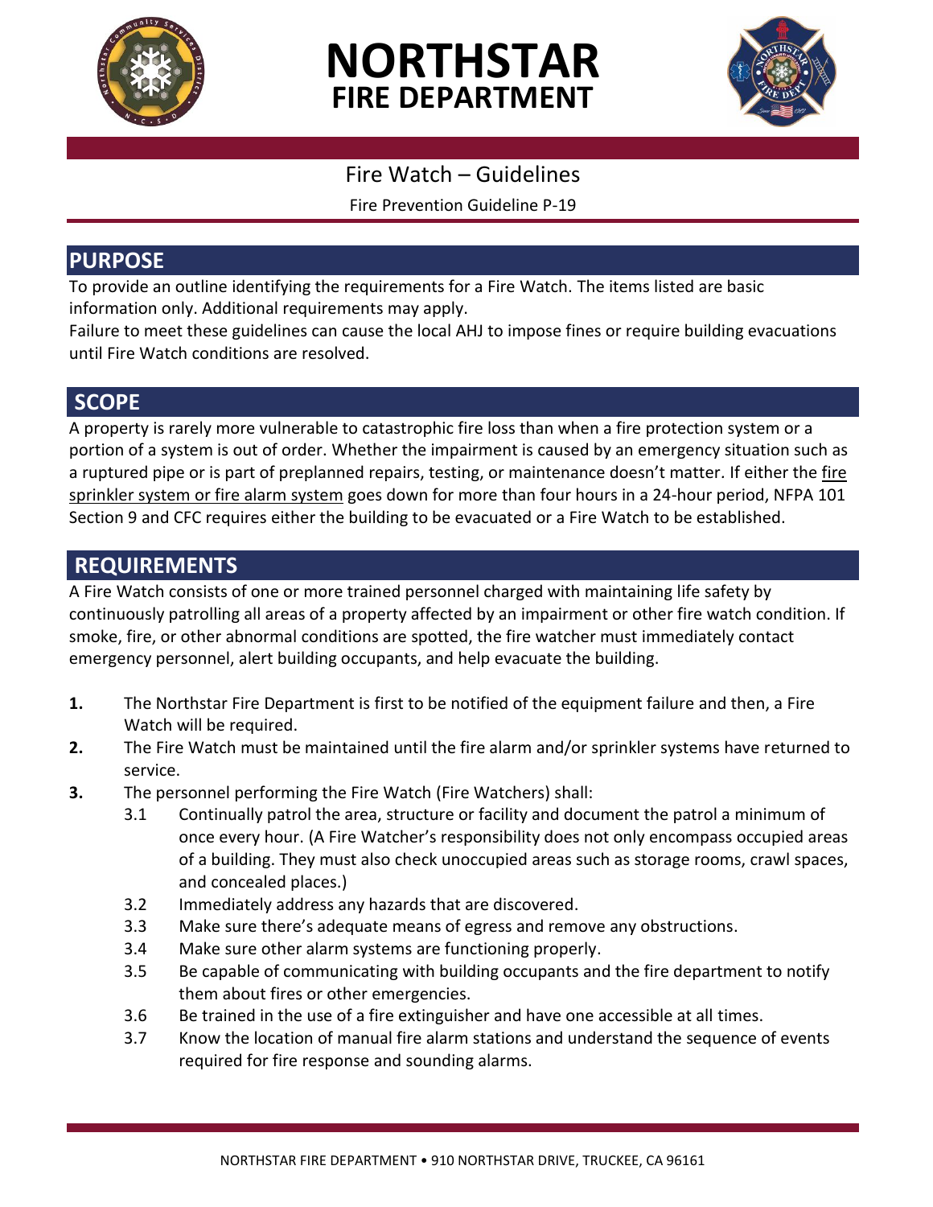# NORTHSTAR
## FIRE DEPARTMENT

### Fire Watch – Guidelines

Fire Prevention Guideline P-19

## PURPOSE

To provide an outline identifying the requirements for a Fire Watch. The items listed are basic information only. Additional requirements may apply.

Failure to meet these guidelines can cause the local AHJ to impose fines or require building evacuations until Fire Watch conditions are resolved.

## SCOPE

A property is rarely more vulnerable to catastrophic fire loss than when a fire protection system or a portion of a system is out of order. Whether the impairment is caused by an emergency situation such as a ruptured pipe or is part of preplanned repairs, testing, or maintenance doesn't matter. If either the fire sprinkler system or fire alarm system goes down for more than four hours in a 24-hour period, NFPA 101 Section 9 and CFC requires either the building to be evacuated or a Fire Watch to be established.

## REQUIREMENTS

A Fire Watch consists of one or more trained personnel charged with maintaining life safety by continuously patrolling all areas of a property affected by an impairment or other fire watch condition. If smoke, fire, or other abnormal conditions are spotted, the fire watcher must immediately contact emergency personnel, alert building occupants, and help evacuate the building.

**1.** The Northstar Fire Department is first to be notified of the equipment failure and then, a Fire Watch will be required.

**2.** The Fire Watch must be maintained until the fire alarm and/or sprinkler systems have returned to service.

**3.** The personnel performing the Fire Watch (Fire Watchers) shall:

- 3.1 Continually patrol the area, structure or facility and document the patrol a minimum of once every hour. (A Fire Watcher's responsibility does not only encompass occupied areas of a building. They must also check unoccupied areas such as storage rooms, crawl spaces, and concealed places.)
- 3.2 Immediately address any hazards that are discovered.
- 3.3 Make sure there's adequate means of egress and remove any obstructions.
- 3.4 Make sure other alarm systems are functioning properly.
- 3.5 Be capable of communicating with building occupants and the fire department to notify them about fires or other emergencies.
- 3.6 Be trained in the use of a fire extinguisher and have one accessible at all times.
- 3.7 Know the location of manual fire alarm stations and understand the sequence of events required for fire response and sounding alarms.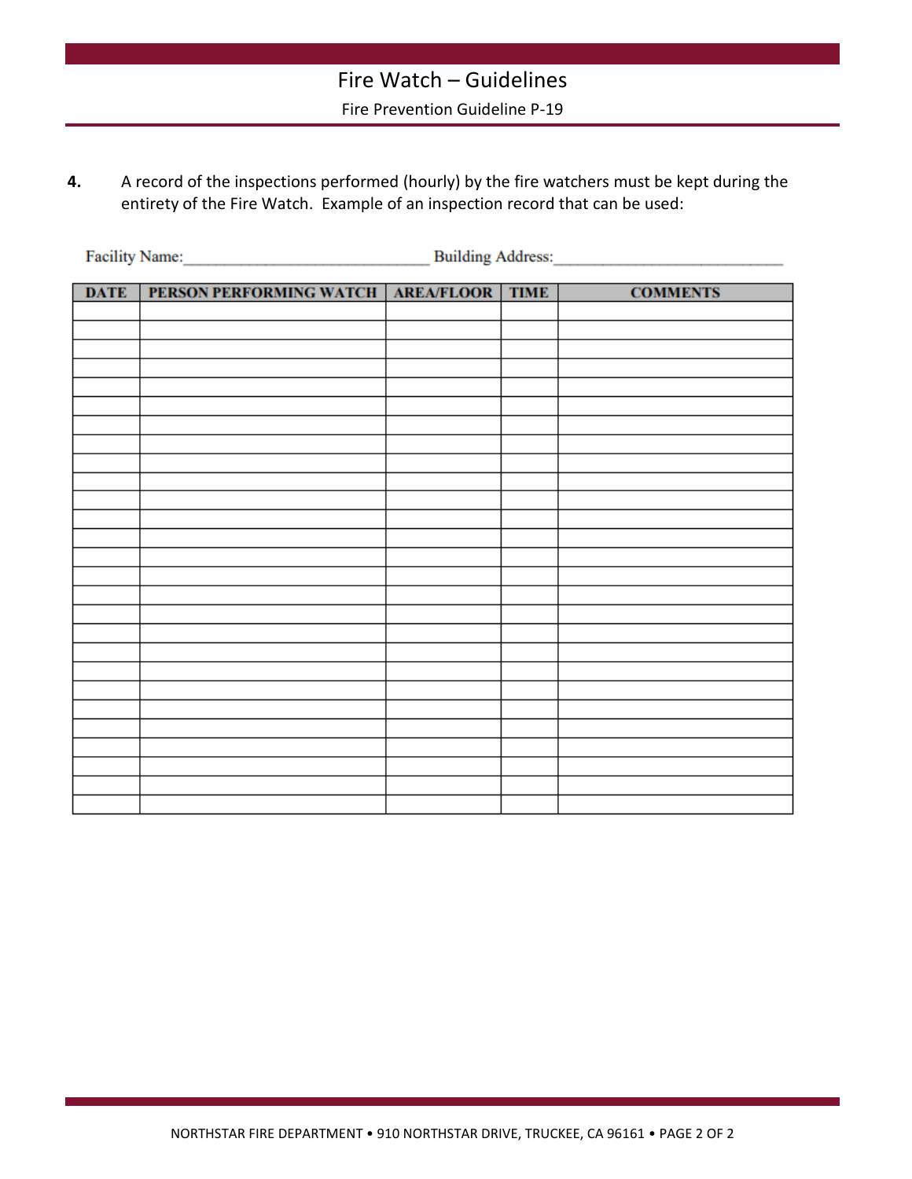4. A record of the inspections performed (hourly) by the fire watchers must be kept during the entirety of the Fire Watch. Example of an inspection record that can be used:

Facility Name:____________________________ Building Address:__________________________

| DATE | PERSON PERFORMING WATCH | AREA/FLOOR | TIME | COMMENTS |
|---|---|---|---|---|
| | | | | |
| | | | | |
| | | | | |
| | | | | |
| | | | | |
| | | | | |
| | | | | |
| | | | | |
| | | | | |
| | | | | |
| | | | | |
| | | | | |
| | | | | |
| | | | | |
| | | | | |
| | | | | |
| | | | | |
| | | | | |
| | | | | |
| | | | | |
| | | | | |
| | | | | |
| | | | | |
| | | | | |
| | | | | |
| | | | | |
| | | | | |